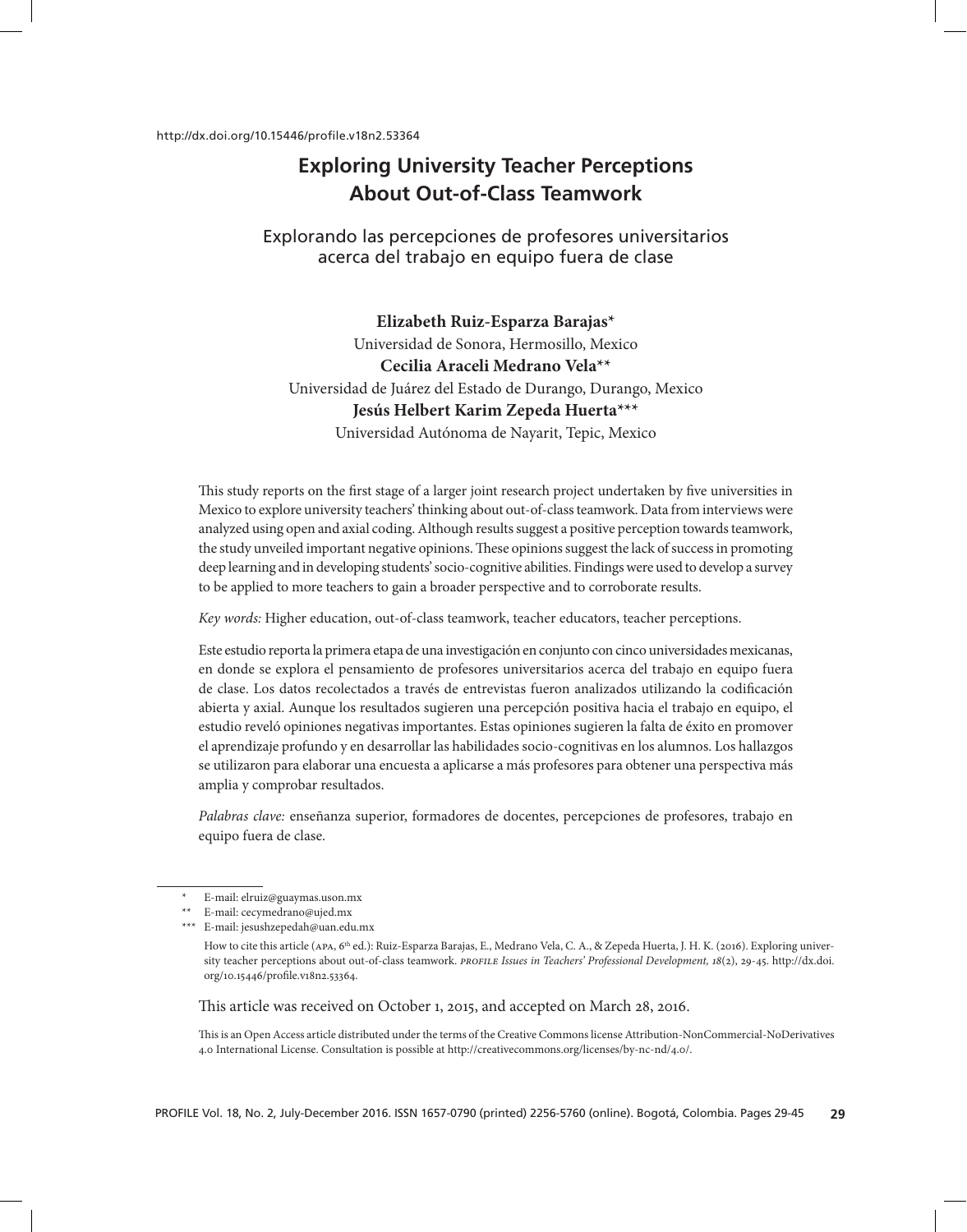http://dx.doi.org/10.15446/profile.v18n2.53364

# Exploring University Teacher Perceptions About Out-of-Class Teamwork

## Explorando las percepciones de profesores universitarios acerca del trabajo en equipo fuera de clase

**Elizabeth Ruiz-Esparza Barajas***
Universidad de Sonora, Hermosillo, Mexico

**Cecilia Araceli Medrano Vela****
Universidad de Juárez del Estado de Durango, Durango, Mexico

**Jesús Helbert Karim Zepeda Huerta*****
Universidad Autónoma de Nayarit, Tepic, Mexico

This study reports on the first stage of a larger joint research project undertaken by five universities in Mexico to explore university teachers' thinking about out-of-class teamwork. Data from interviews were analyzed using open and axial coding. Although results suggest a positive perception towards teamwork, the study unveiled important negative opinions. These opinions suggest the lack of success in promoting deep learning and in developing students' socio-cognitive abilities. Findings were used to develop a survey to be applied to more teachers to gain a broader perspective and to corroborate results.

*Key words:* Higher education, out-of-class teamwork, teacher educators, teacher perceptions.

Este estudio reporta la primera etapa de una investigación en conjunto con cinco universidades mexicanas, en donde se explora el pensamiento de profesores universitarios acerca del trabajo en equipo fuera de clase. Los datos recolectados a través de entrevistas fueron analizados utilizando la codificación abierta y axial. Aunque los resultados sugieren una percepción positiva hacia el trabajo en equipo, el estudio reveló opiniones negativas importantes. Estas opiniones sugieren la falta de éxito en promover el aprendizaje profundo y en desarrollar las habilidades socio-cognitivas en los alumnos. Los hallazgos se utilizaron para elaborar una encuesta a aplicarse a más profesores para obtener una perspectiva más amplia y comprobar resultados.

*Palabras clave:* enseñanza superior, formadores de docentes, percepciones de profesores, trabajo en equipo fuera de clase.

---

\* E-mail: elruiz@guaymas.uson.mx

\*\* E-mail: cecymedrano@ujed.mx

\*\*\* E-mail: jesushzepedah@uan.edu.mx

How to cite this article (APA, 6th ed.): Ruiz-Esparza Barajas, E., Medrano Vela, C. A., & Zepeda Huerta, J. H. K. (2016). Exploring university teacher perceptions about out-of-class teamwork. *PROFILE Issues in Teachers' Professional Development, 18*(2), 29-45. http://dx.doi.org/10.15446/profile.v18n2.53364.

This article was received on October 1, 2015, and accepted on March 28, 2016.

This is an Open Access article distributed under the terms of the Creative Commons license Attribution-NonCommercial-NoDerivatives 4.0 International License. Consultation is possible at http://creativecommons.org/licenses/by-nc-nd/4.0/.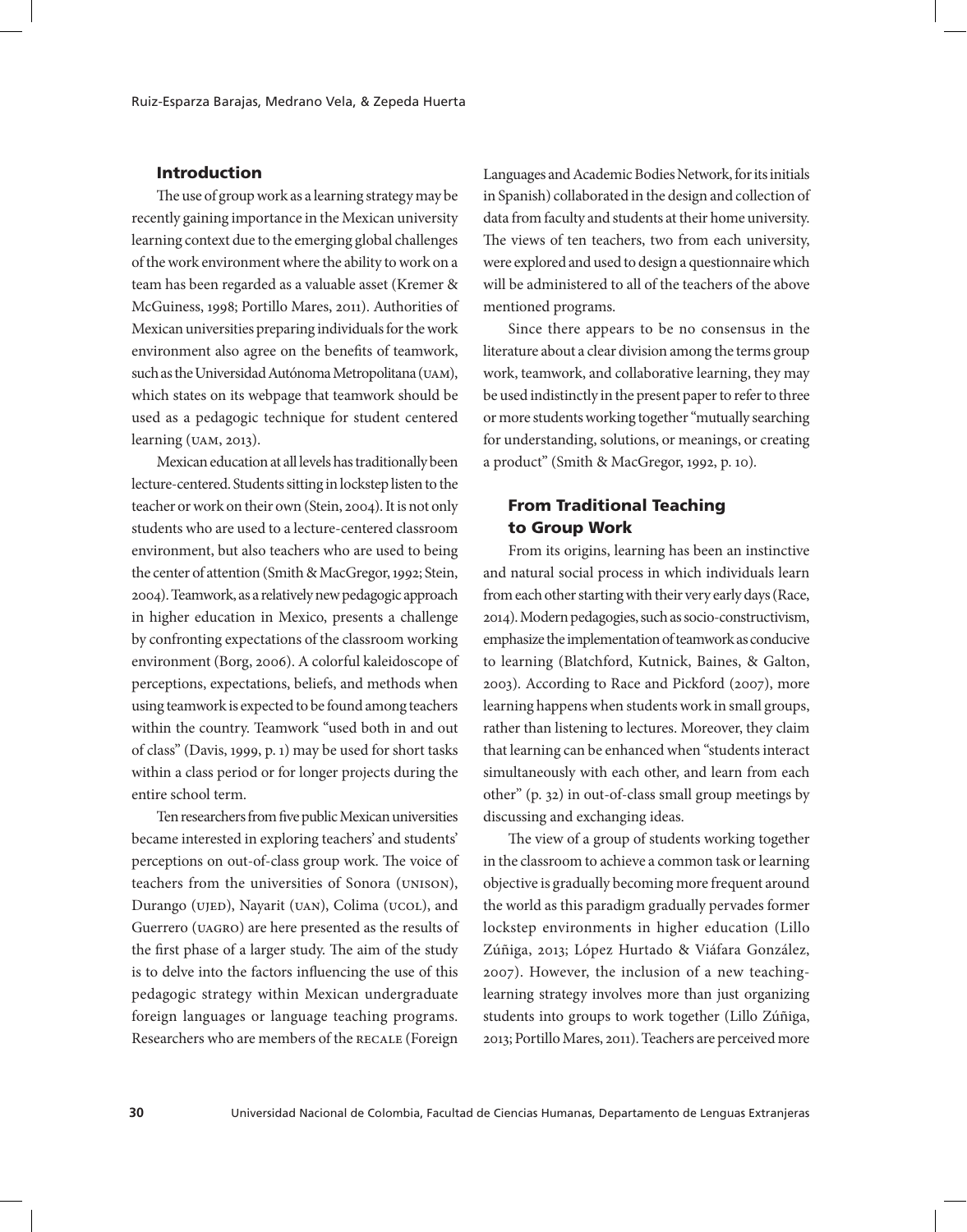## Introduction

The use of group work as a learning strategy may be recently gaining importance in the Mexican university learning context due to the emerging global challenges of the work environment where the ability to work on a team has been regarded as a valuable asset (Kremer & McGuiness, 1998; Portillo Mares, 2011). Authorities of Mexican universities preparing individuals for the work environment also agree on the benefits of teamwork, such as the Universidad Autónoma Metropolitana (UAM), which states on its webpage that teamwork should be used as a pedagogic technique for student centered learning (UAM, 2013).

Mexican education at all levels has traditionally been lecture-centered. Students sitting in lockstep listen to the teacher or work on their own (Stein, 2004). It is not only students who are used to a lecture-centered classroom environment, but also teachers who are used to being the center of attention (Smith & MacGregor, 1992; Stein, 2004). Teamwork, as a relatively new pedagogic approach in higher education in Mexico, presents a challenge by confronting expectations of the classroom working environment (Borg, 2006). A colorful kaleidoscope of perceptions, expectations, beliefs, and methods when using teamwork is expected to be found among teachers within the country. Teamwork "used both in and out of class" (Davis, 1999, p. 1) may be used for short tasks within a class period or for longer projects during the entire school term.

Ten researchers from five public Mexican universities became interested in exploring teachers' and students' perceptions on out-of-class group work. The voice of teachers from the universities of Sonora (UNISON), Durango (UJED), Nayarit (UAN), Colima (UCOL), and Guerrero (UAGRO) are here presented as the results of the first phase of a larger study. The aim of the study is to delve into the factors influencing the use of this pedagogic strategy within Mexican undergraduate foreign languages or language teaching programs. Researchers who are members of the RECALE (Foreign Languages and Academic Bodies Network, for its initials in Spanish) collaborated in the design and collection of data from faculty and students at their home university. The views of ten teachers, two from each university, were explored and used to design a questionnaire which will be administered to all of the teachers of the above mentioned programs.

Since there appears to be no consensus in the literature about a clear division among the terms group work, teamwork, and collaborative learning, they may be used indistinctly in the present paper to refer to three or more students working together "mutually searching for understanding, solutions, or meanings, or creating a product" (Smith & MacGregor, 1992, p. 10).

## From Traditional Teaching to Group Work

From its origins, learning has been an instinctive and natural social process in which individuals learn from each other starting with their very early days (Race, 2014). Modern pedagogies, such as socio-constructivism, emphasize the implementation of teamwork as conducive to learning (Blatchford, Kutnick, Baines, & Galton, 2003). According to Race and Pickford (2007), more learning happens when students work in small groups, rather than listening to lectures. Moreover, they claim that learning can be enhanced when "students interact simultaneously with each other, and learn from each other" (p. 32) in out-of-class small group meetings by discussing and exchanging ideas.

The view of a group of students working together in the classroom to achieve a common task or learning objective is gradually becoming more frequent around the world as this paradigm gradually pervades former lockstep environments in higher education (Lillo Zúñiga, 2013; López Hurtado & Viáfara González, 2007). However, the inclusion of a new teaching-learning strategy involves more than just organizing students into groups to work together (Lillo Zúñiga, 2013; Portillo Mares, 2011). Teachers are perceived more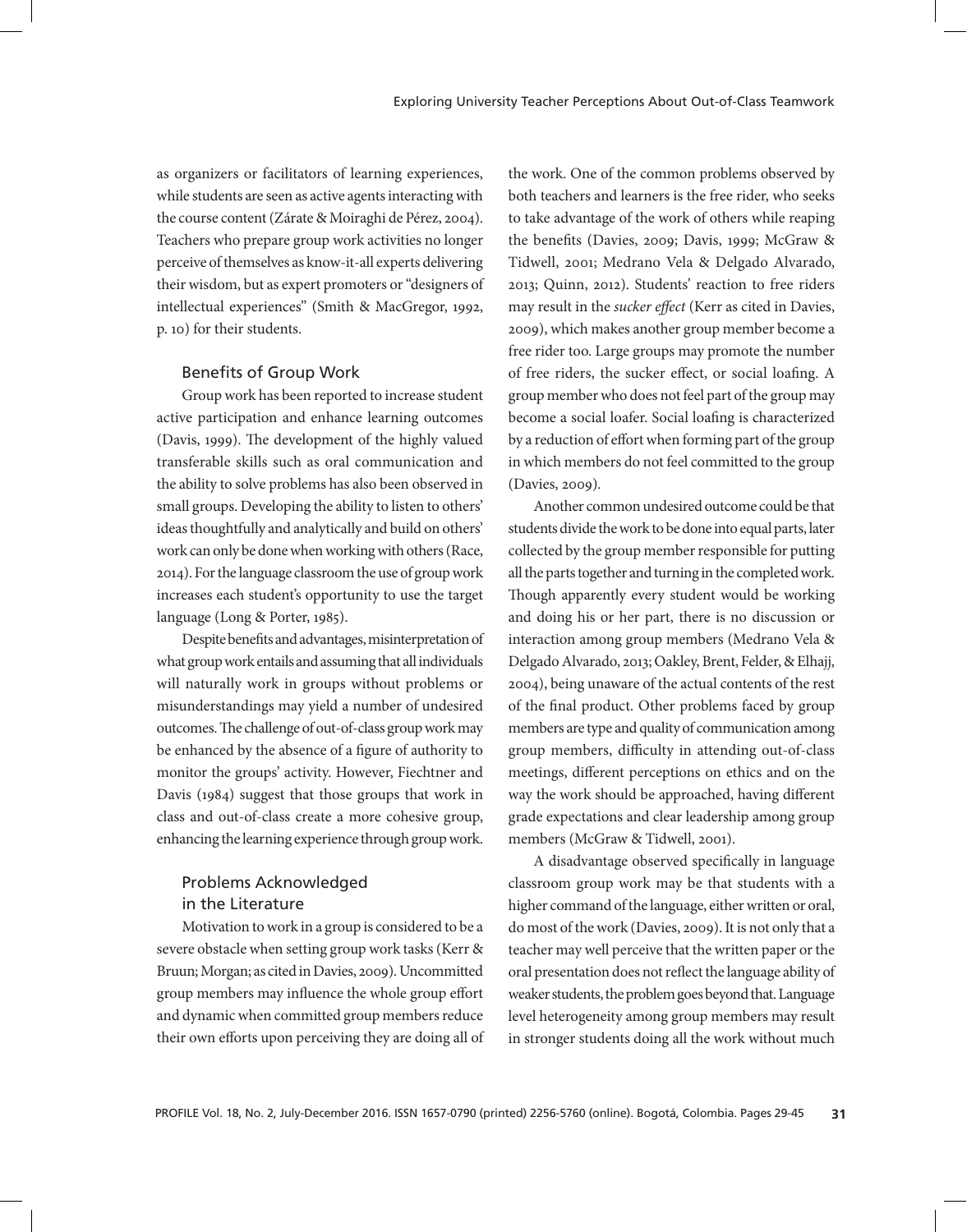as organizers or facilitators of learning experiences, while students are seen as active agents interacting with the course content (Zárate & Moiraghi de Pérez, 2004). Teachers who prepare group work activities no longer perceive of themselves as know-it-all experts delivering their wisdom, but as expert promoters or "designers of intellectual experiences" (Smith & MacGregor, 1992, p. 10) for their students.

### Benefits of Group Work

Group work has been reported to increase student active participation and enhance learning outcomes (Davis, 1999). The development of the highly valued transferable skills such as oral communication and the ability to solve problems has also been observed in small groups. Developing the ability to listen to others' ideas thoughtfully and analytically and build on others' work can only be done when working with others (Race, 2014). For the language classroom the use of group work increases each student's opportunity to use the target language (Long & Porter, 1985).

Despite benefits and advantages, misinterpretation of what group work entails and assuming that all individuals will naturally work in groups without problems or misunderstandings may yield a number of undesired outcomes. The challenge of out-of-class group work may be enhanced by the absence of a figure of authority to monitor the groups' activity. However, Fiechtner and Davis (1984) suggest that those groups that work in class and out-of-class create a more cohesive group, enhancing the learning experience through group work.

### Problems Acknowledged in the Literature

Motivation to work in a group is considered to be a severe obstacle when setting group work tasks (Kerr & Bruun; Morgan; as cited in Davies, 2009). Uncommitted group members may influence the whole group effort and dynamic when committed group members reduce their own efforts upon perceiving they are doing all of the work. One of the common problems observed by both teachers and learners is the free rider, who seeks to take advantage of the work of others while reaping the benefits (Davies, 2009; Davis, 1999; McGraw & Tidwell, 2001; Medrano Vela & Delgado Alvarado, 2013; Quinn, 2012). Students' reaction to free riders may result in the *sucker effect* (Kerr as cited in Davies, 2009), which makes another group member become a free rider too. Large groups may promote the number of free riders, the sucker effect, or social loafing. A group member who does not feel part of the group may become a social loafer. Social loafing is characterized by a reduction of effort when forming part of the group in which members do not feel committed to the group (Davies, 2009).

Another common undesired outcome could be that students divide the work to be done into equal parts, later collected by the group member responsible for putting all the parts together and turning in the completed work. Though apparently every student would be working and doing his or her part, there is no discussion or interaction among group members (Medrano Vela & Delgado Alvarado, 2013; Oakley, Brent, Felder, & Elhajj, 2004), being unaware of the actual contents of the rest of the final product. Other problems faced by group members are type and quality of communication among group members, difficulty in attending out-of-class meetings, different perceptions on ethics and on the way the work should be approached, having different grade expectations and clear leadership among group members (McGraw & Tidwell, 2001).

A disadvantage observed specifically in language classroom group work may be that students with a higher command of the language, either written or oral, do most of the work (Davies, 2009). It is not only that a teacher may well perceive that the written paper or the oral presentation does not reflect the language ability of weaker students, the problem goes beyond that. Language level heterogeneity among group members may result in stronger students doing all the work without much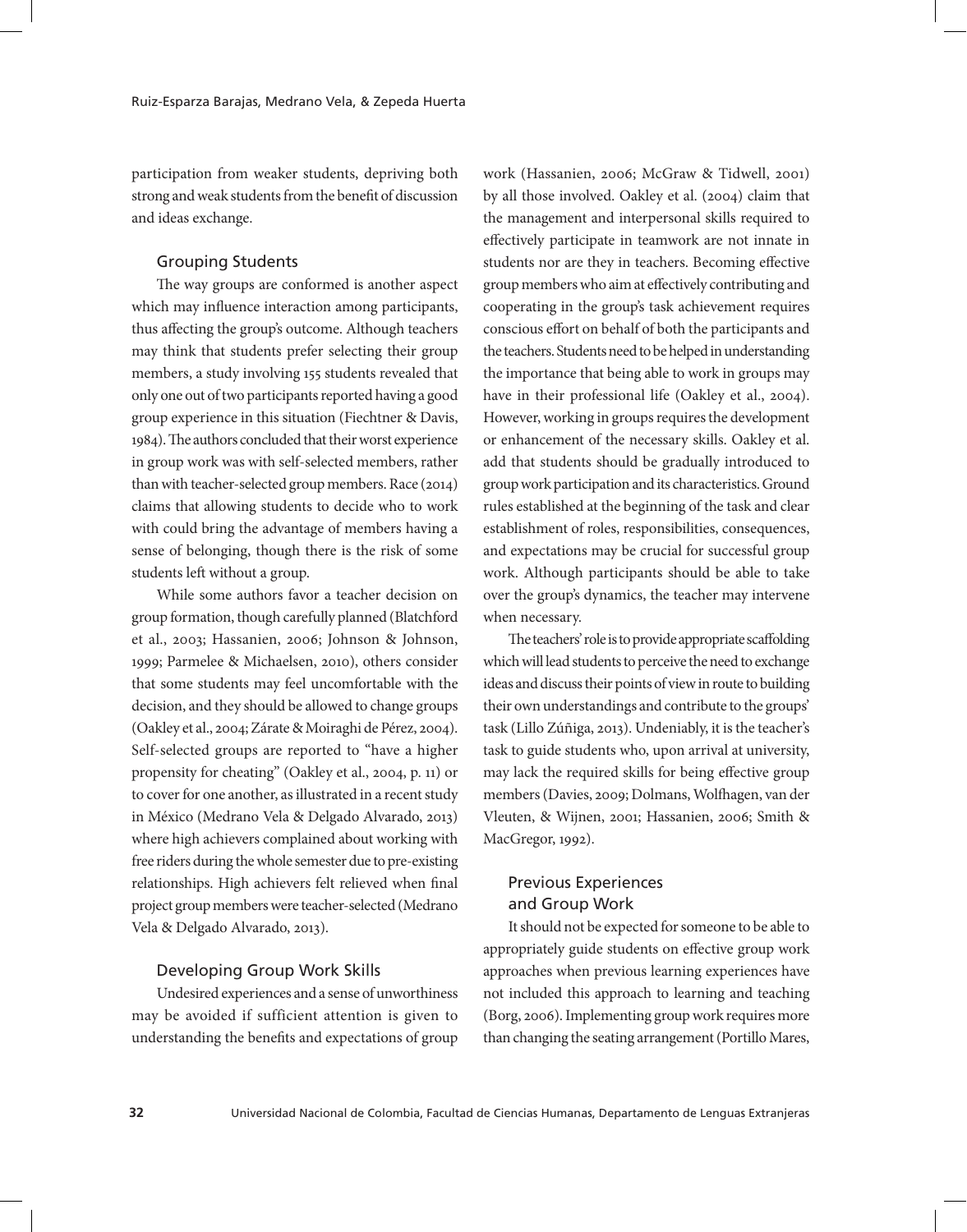participation from weaker students, depriving both strong and weak students from the benefit of discussion and ideas exchange.

### Grouping Students

The way groups are conformed is another aspect which may influence interaction among participants, thus affecting the group's outcome. Although teachers may think that students prefer selecting their group members, a study involving 155 students revealed that only one out of two participants reported having a good group experience in this situation (Fiechtner & Davis, 1984). The authors concluded that their worst experience in group work was with self-selected members, rather than with teacher-selected group members. Race (2014) claims that allowing students to decide who to work with could bring the advantage of members having a sense of belonging, though there is the risk of some students left without a group.

While some authors favor a teacher decision on group formation, though carefully planned (Blatchford et al., 2003; Hassanien, 2006; Johnson & Johnson, 1999; Parmelee & Michaelsen, 2010), others consider that some students may feel uncomfortable with the decision, and they should be allowed to change groups (Oakley et al., 2004; Zárate & Moiraghi de Pérez, 2004). Self-selected groups are reported to "have a higher propensity for cheating" (Oakley et al., 2004, p. 11) or to cover for one another, as illustrated in a recent study in México (Medrano Vela & Delgado Alvarado, 2013) where high achievers complained about working with free riders during the whole semester due to pre-existing relationships. High achievers felt relieved when final project group members were teacher-selected (Medrano Vela & Delgado Alvarado, 2013).

### Developing Group Work Skills

Undesired experiences and a sense of unworthiness may be avoided if sufficient attention is given to understanding the benefits and expectations of group work (Hassanien, 2006; McGraw & Tidwell, 2001) by all those involved. Oakley et al. (2004) claim that the management and interpersonal skills required to effectively participate in teamwork are not innate in students nor are they in teachers. Becoming effective group members who aim at effectively contributing and cooperating in the group's task achievement requires conscious effort on behalf of both the participants and the teachers. Students need to be helped in understanding the importance that being able to work in groups may have in their professional life (Oakley et al., 2004). However, working in groups requires the development or enhancement of the necessary skills. Oakley et al. add that students should be gradually introduced to group work participation and its characteristics. Ground rules established at the beginning of the task and clear establishment of roles, responsibilities, consequences, and expectations may be crucial for successful group work. Although participants should be able to take over the group's dynamics, the teacher may intervene when necessary.

The teachers' role is to provide appropriate scaffolding which will lead students to perceive the need to exchange ideas and discuss their points of view in route to building their own understandings and contribute to the groups' task (Lillo Zúñiga, 2013). Undeniably, it is the teacher's task to guide students who, upon arrival at university, may lack the required skills for being effective group members (Davies, 2009; Dolmans, Wolfhagen, van der Vleuten, & Wijnen, 2001; Hassanien, 2006; Smith & MacGregor, 1992).

### Previous Experiences and Group Work

It should not be expected for someone to be able to appropriately guide students on effective group work approaches when previous learning experiences have not included this approach to learning and teaching (Borg, 2006). Implementing group work requires more than changing the seating arrangement (Portillo Mares,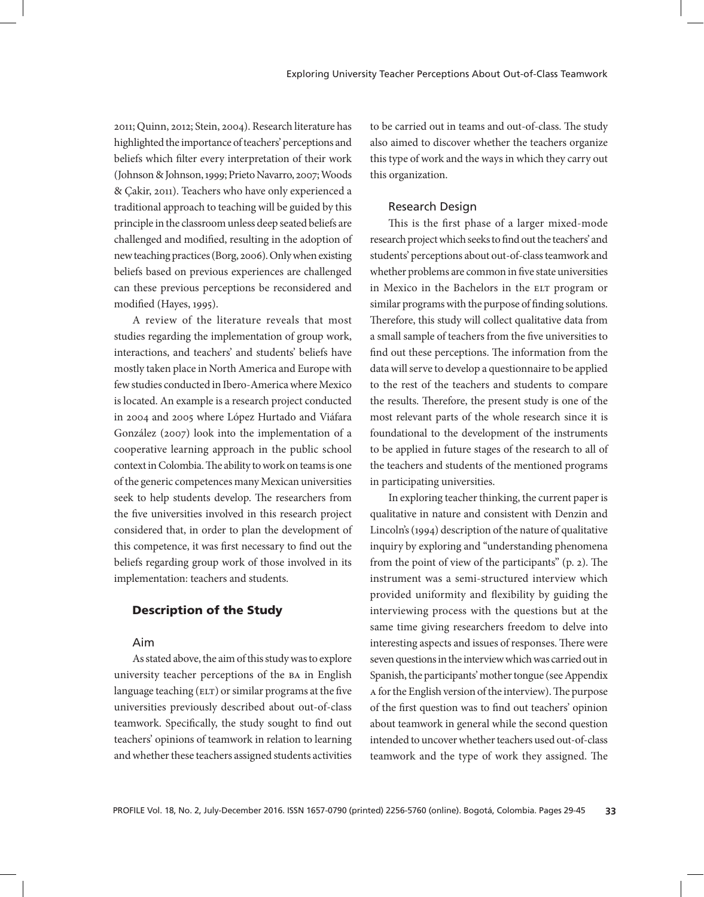2011; Quinn, 2012; Stein, 2004). Research literature has highlighted the importance of teachers' perceptions and beliefs which filter every interpretation of their work (Johnson & Johnson, 1999; Prieto Navarro, 2007; Woods & Çakir, 2011). Teachers who have only experienced a traditional approach to teaching will be guided by this principle in the classroom unless deep seated beliefs are challenged and modified, resulting in the adoption of new teaching practices (Borg, 2006). Only when existing beliefs based on previous experiences are challenged can these previous perceptions be reconsidered and modified (Hayes, 1995).

A review of the literature reveals that most studies regarding the implementation of group work, interactions, and teachers' and students' beliefs have mostly taken place in North America and Europe with few studies conducted in Ibero-America where Mexico is located. An example is a research project conducted in 2004 and 2005 where López Hurtado and Viáfara González (2007) look into the implementation of a cooperative learning approach in the public school context in Colombia. The ability to work on teams is one of the generic competences many Mexican universities seek to help students develop. The researchers from the five universities involved in this research project considered that, in order to plan the development of this competence, it was first necessary to find out the beliefs regarding group work of those involved in its implementation: teachers and students.

## Description of the Study

### Aim

As stated above, the aim of this study was to explore university teacher perceptions of the BA in English language teaching (ELT) or similar programs at the five universities previously described about out-of-class teamwork. Specifically, the study sought to find out teachers' opinions of teamwork in relation to learning and whether these teachers assigned students activities to be carried out in teams and out-of-class. The study also aimed to discover whether the teachers organize this type of work and the ways in which they carry out this organization.

### Research Design

This is the first phase of a larger mixed-mode research project which seeks to find out the teachers' and students' perceptions about out-of-class teamwork and whether problems are common in five state universities in Mexico in the Bachelors in the ELT program or similar programs with the purpose of finding solutions. Therefore, this study will collect qualitative data from a small sample of teachers from the five universities to find out these perceptions. The information from the data will serve to develop a questionnaire to be applied to the rest of the teachers and students to compare the results. Therefore, the present study is one of the most relevant parts of the whole research since it is foundational to the development of the instruments to be applied in future stages of the research to all of the teachers and students of the mentioned programs in participating universities.

In exploring teacher thinking, the current paper is qualitative in nature and consistent with Denzin and Lincoln's (1994) description of the nature of qualitative inquiry by exploring and "understanding phenomena from the point of view of the participants" (p. 2). The instrument was a semi-structured interview which provided uniformity and flexibility by guiding the interviewing process with the questions but at the same time giving researchers freedom to delve into interesting aspects and issues of responses. There were seven questions in the interview which was carried out in Spanish, the participants' mother tongue (see Appendix A for the English version of the interview). The purpose of the first question was to find out teachers' opinion about teamwork in general while the second question intended to uncover whether teachers used out-of-class teamwork and the type of work they assigned. The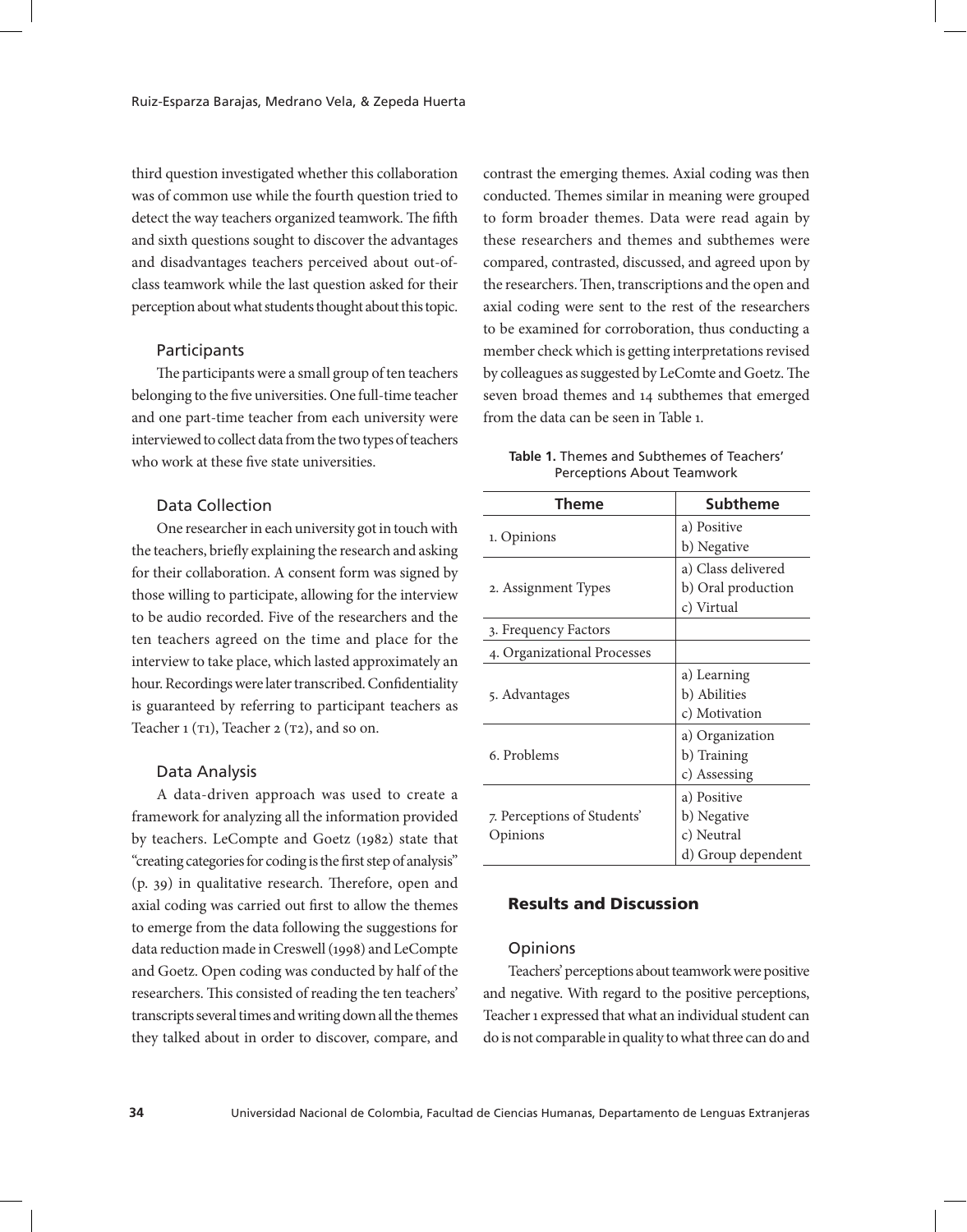third question investigated whether this collaboration was of common use while the fourth question tried to detect the way teachers organized teamwork. The fifth and sixth questions sought to discover the advantages and disadvantages teachers perceived about out-of-class teamwork while the last question asked for their perception about what students thought about this topic.

### Participants

The participants were a small group of ten teachers belonging to the five universities. One full-time teacher and one part-time teacher from each university were interviewed to collect data from the two types of teachers who work at these five state universities.

### Data Collection

One researcher in each university got in touch with the teachers, briefly explaining the research and asking for their collaboration. A consent form was signed by those willing to participate, allowing for the interview to be audio recorded. Five of the researchers and the ten teachers agreed on the time and place for the interview to take place, which lasted approximately an hour. Recordings were later transcribed. Confidentiality is guaranteed by referring to participant teachers as Teacher 1 (T1), Teacher 2 (T2), and so on.

### Data Analysis

A data-driven approach was used to create a framework for analyzing all the information provided by teachers. LeCompte and Goetz (1982) state that "creating categories for coding is the first step of analysis" (p. 39) in qualitative research. Therefore, open and axial coding was carried out first to allow the themes to emerge from the data following the suggestions for data reduction made in Creswell (1998) and LeCompte and Goetz. Open coding was conducted by half of the researchers. This consisted of reading the ten teachers' transcripts several times and writing down all the themes they talked about in order to discover, compare, and contrast the emerging themes. Axial coding was then conducted. Themes similar in meaning were grouped to form broader themes. Data were read again by these researchers and themes and subthemes were compared, contrasted, discussed, and agreed upon by the researchers. Then, transcriptions and the open and axial coding were sent to the rest of the researchers to be examined for corroboration, thus conducting a member check which is getting interpretations revised by colleagues as suggested by LeCompte and Goetz. The seven broad themes and 14 subthemes that emerged from the data can be seen in Table 1.

**Table 1.** Themes and Subthemes of Teachers' Perceptions About Teamwork

| Theme | Subtheme |
|---|---|
| 1. Opinions | a) Positive<br>b) Negative |
| 2. Assignment Types | a) Class delivered<br>b) Oral production<br>c) Virtual |
| 3. Frequency Factors | |
| 4. Organizational Processes | |
| 5. Advantages | a) Learning<br>b) Abilities<br>c) Motivation |
| 6. Problems | a) Organization<br>b) Training<br>c) Assessing |
| 7. Perceptions of Students' Opinions | a) Positive<br>b) Negative<br>c) Neutral<br>d) Group dependent |

## Results and Discussion

### Opinions

Teachers' perceptions about teamwork were positive and negative. With regard to the positive perceptions, Teacher 1 expressed that what an individual student can do is not comparable in quality to what three can do and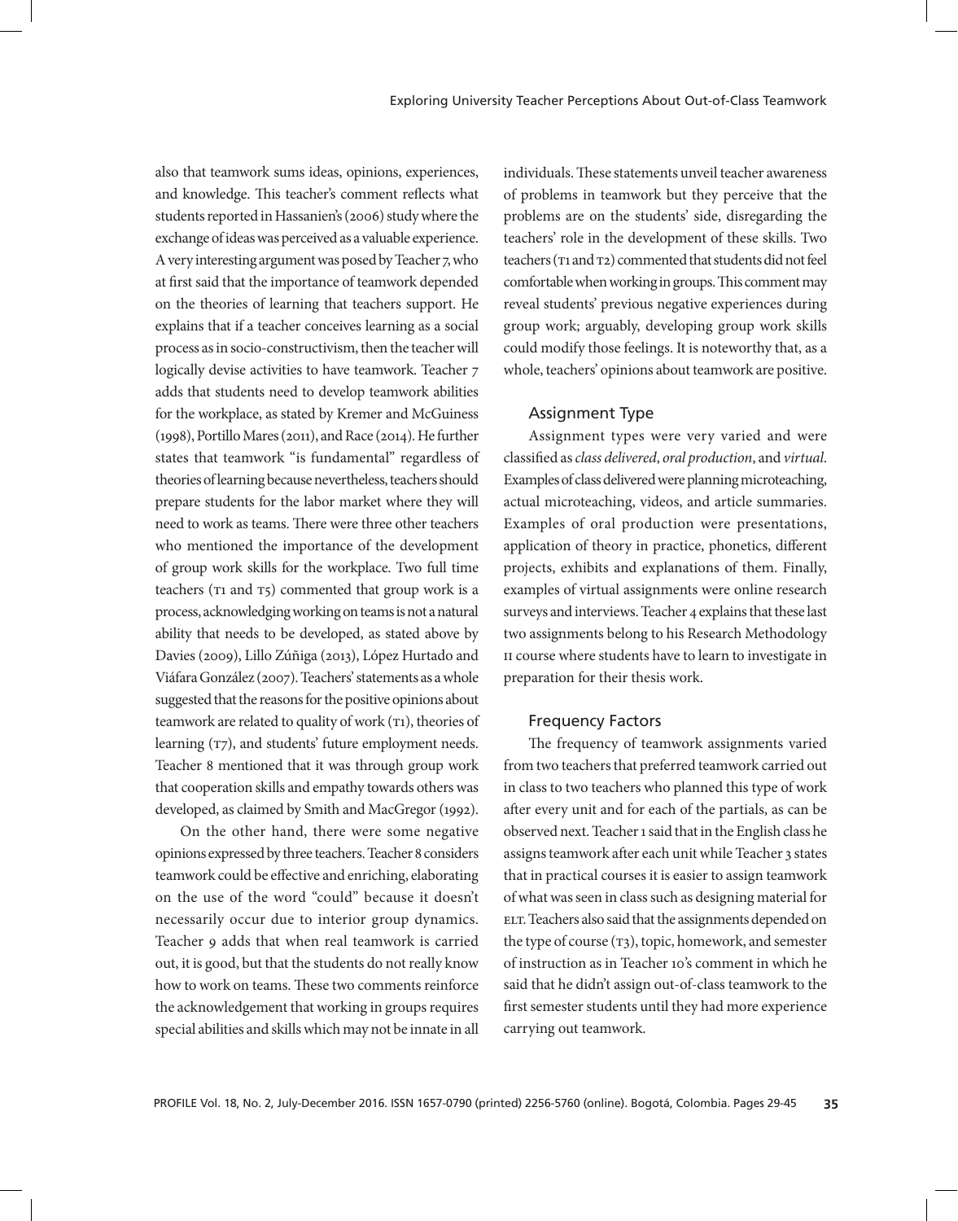also that teamwork sums ideas, opinions, experiences, and knowledge. This teacher's comment reflects what students reported in Hassanien's (2006) study where the exchange of ideas was perceived as a valuable experience. A very interesting argument was posed by Teacher 7, who at first said that the importance of teamwork depended on the theories of learning that teachers support. He explains that if a teacher conceives learning as a social process as in socio-constructivism, then the teacher will logically devise activities to have teamwork. Teacher 7 adds that students need to develop teamwork abilities for the workplace, as stated by Kremer and McGuiness (1998), Portillo Mares (2011), and Race (2014). He further states that teamwork "is fundamental" regardless of theories of learning because nevertheless, teachers should prepare students for the labor market where they will need to work as teams. There were three other teachers who mentioned the importance of the development of group work skills for the workplace. Two full time teachers (T1 and T5) commented that group work is a process, acknowledging working on teams is not a natural ability that needs to be developed, as stated above by Davies (2009), Lillo Zúñiga (2013), López Hurtado and Viáfara González (2007). Teachers' statements as a whole suggested that the reasons for the positive opinions about teamwork are related to quality of work (T1), theories of learning (T7), and students' future employment needs. Teacher 8 mentioned that it was through group work that cooperation skills and empathy towards others was developed, as claimed by Smith and MacGregor (1992).

On the other hand, there were some negative opinions expressed by three teachers. Teacher 8 considers teamwork could be effective and enriching, elaborating on the use of the word "could" because it doesn't necessarily occur due to interior group dynamics. Teacher 9 adds that when real teamwork is carried out, it is good, but that the students do not really know how to work on teams. These two comments reinforce the acknowledgement that working in groups requires special abilities and skills which may not be innate in all individuals. These statements unveil teacher awareness of problems in teamwork but they perceive that the problems are on the students' side, disregarding the teachers' role in the development of these skills. Two teachers (T1 and T2) commented that students did not feel comfortable when working in groups. This comment may reveal students' previous negative experiences during group work; arguably, developing group work skills could modify those feelings. It is noteworthy that, as a whole, teachers' opinions about teamwork are positive.

### Assignment Type

Assignment types were very varied and were classified as *class delivered*, *oral production*, and *virtual*. Examples of class delivered were planning microteaching, actual microteaching, videos, and article summaries. Examples of oral production were presentations, application of theory in practice, phonetics, different projects, exhibits and explanations of them. Finally, examples of virtual assignments were online research surveys and interviews. Teacher 4 explains that these last two assignments belong to his Research Methodology II course where students have to learn to investigate in preparation for their thesis work.

### Frequency Factors

The frequency of teamwork assignments varied from two teachers that preferred teamwork carried out in class to two teachers who planned this type of work after every unit and for each of the partials, as can be observed next. Teacher 1 said that in the English class he assigns teamwork after each unit while Teacher 3 states that in practical courses it is easier to assign teamwork of what was seen in class such as designing material for ELT. Teachers also said that the assignments depended on the type of course (T3), topic, homework, and semester of instruction as in Teacher 10's comment in which he said that he didn't assign out-of-class teamwork to the first semester students until they had more experience carrying out teamwork.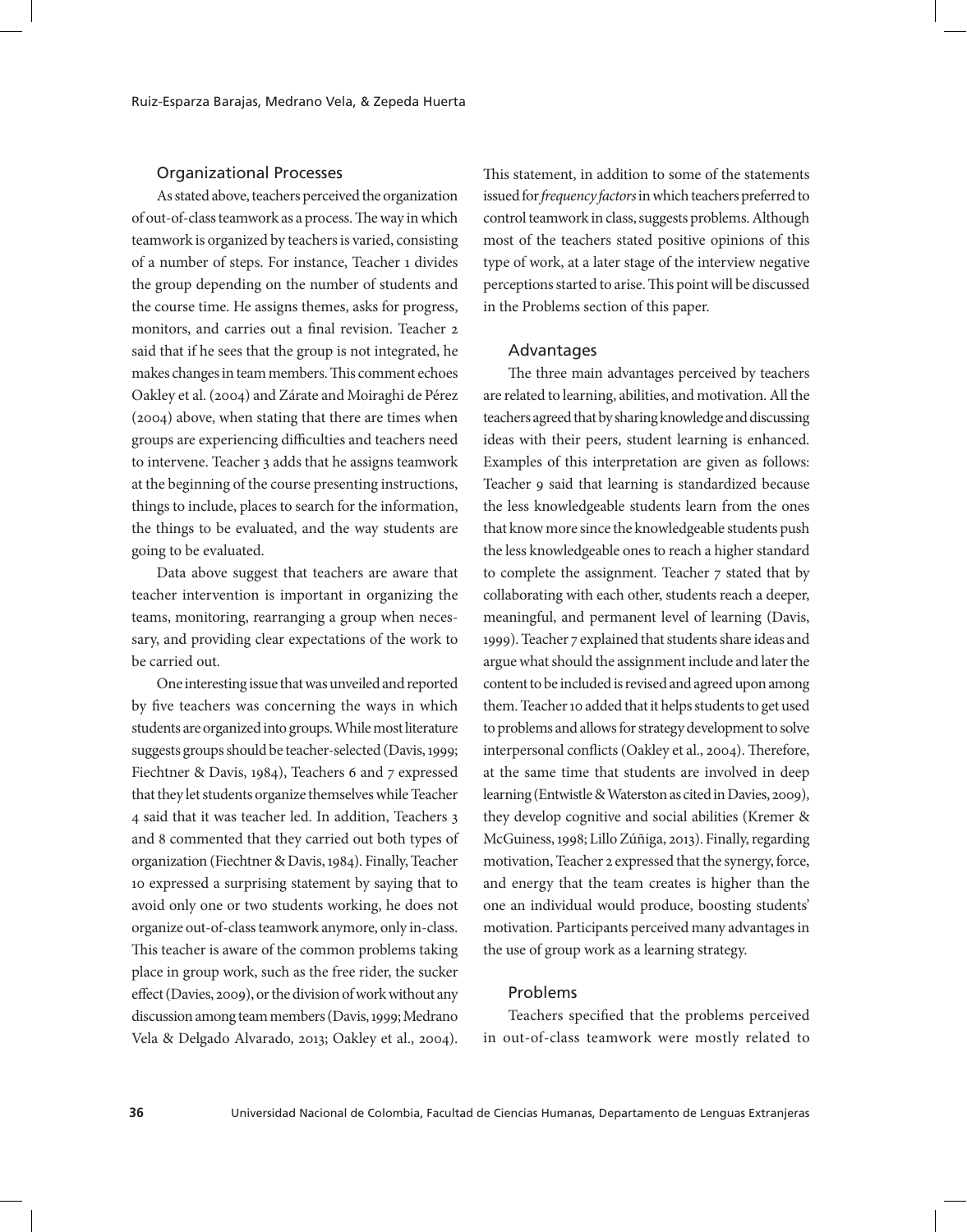### Organizational Processes

As stated above, teachers perceived the organization of out-of-class teamwork as a process. The way in which teamwork is organized by teachers is varied, consisting of a number of steps. For instance, Teacher 1 divides the group depending on the number of students and the course time. He assigns themes, asks for progress, monitors, and carries out a final revision. Teacher 2 said that if he sees that the group is not integrated, he makes changes in team members. This comment echoes Oakley et al. (2004) and Zárate and Moiraghi de Pérez (2004) above, when stating that there are times when groups are experiencing difficulties and teachers need to intervene. Teacher 3 adds that he assigns teamwork at the beginning of the course presenting instructions, things to include, places to search for the information, the things to be evaluated, and the way students are going to be evaluated.

Data above suggest that teachers are aware that teacher intervention is important in organizing the teams, monitoring, rearranging a group when necessary, and providing clear expectations of the work to be carried out.

One interesting issue that was unveiled and reported by five teachers was concerning the ways in which students are organized into groups. While most literature suggests groups should be teacher-selected (Davis, 1999; Fiechtner & Davis, 1984), Teachers 6 and 7 expressed that they let students organize themselves while Teacher 4 said that it was teacher led. In addition, Teachers 3 and 8 commented that they carried out both types of organization (Fiechtner & Davis, 1984). Finally, Teacher 10 expressed a surprising statement by saying that to avoid only one or two students working, he does not organize out-of-class teamwork anymore, only in-class. This teacher is aware of the common problems taking place in group work, such as the free rider, the sucker effect (Davies, 2009), or the division of work without any discussion among team members (Davis, 1999; Medrano Vela & Delgado Alvarado, 2013; Oakley et al., 2004). This statement, in addition to some of the statements issued for *frequency factors* in which teachers preferred to control teamwork in class, suggests problems. Although most of the teachers stated positive opinions of this type of work, at a later stage of the interview negative perceptions started to arise. This point will be discussed in the Problems section of this paper.

### Advantages

The three main advantages perceived by teachers are related to learning, abilities, and motivation. All the teachers agreed that by sharing knowledge and discussing ideas with their peers, student learning is enhanced. Examples of this interpretation are given as follows: Teacher 9 said that learning is standardized because the less knowledgeable students learn from the ones that know more since the knowledgeable students push the less knowledgeable ones to reach a higher standard to complete the assignment. Teacher 7 stated that by collaborating with each other, students reach a deeper, meaningful, and permanent level of learning (Davis, 1999). Teacher 7 explained that students share ideas and argue what should the assignment include and later the content to be included is revised and agreed upon among them. Teacher 10 added that it helps students to get used to problems and allows for strategy development to solve interpersonal conflicts (Oakley et al., 2004). Therefore, at the same time that students are involved in deep learning (Entwistle & Waterston as cited in Davies, 2009), they develop cognitive and social abilities (Kremer & McGuiness, 1998; Lillo Zúñiga, 2013). Finally, regarding motivation, Teacher 2 expressed that the synergy, force, and energy that the team creates is higher than the one an individual would produce, boosting students' motivation. Participants perceived many advantages in the use of group work as a learning strategy.

### Problems

Teachers specified that the problems perceived in out-of-class teamwork were mostly related to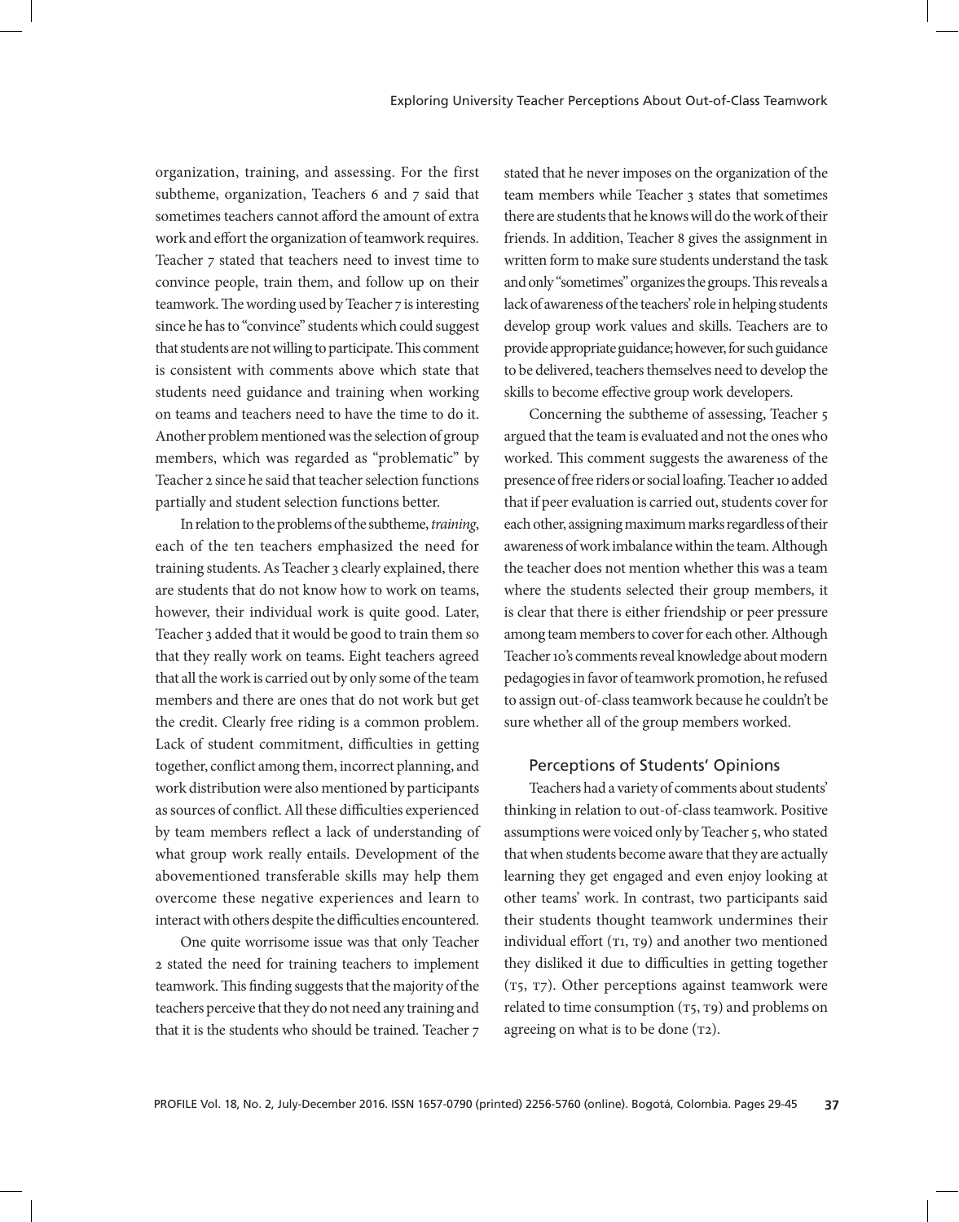organization, training, and assessing. For the first subtheme, organization, Teachers 6 and 7 said that sometimes teachers cannot afford the amount of extra work and effort the organization of teamwork requires. Teacher 7 stated that teachers need to invest time to convince people, train them, and follow up on their teamwork. The wording used by Teacher 7 is interesting since he has to "convince" students which could suggest that students are not willing to participate. This comment is consistent with comments above which state that students need guidance and training when working on teams and teachers need to have the time to do it. Another problem mentioned was the selection of group members, which was regarded as "problematic" by Teacher 2 since he said that teacher selection functions partially and student selection functions better.

In relation to the problems of the subtheme, *training*, each of the ten teachers emphasized the need for training students. As Teacher 3 clearly explained, there are students that do not know how to work on teams, however, their individual work is quite good. Later, Teacher 3 added that it would be good to train them so that they really work on teams. Eight teachers agreed that all the work is carried out by only some of the team members and there are ones that do not work but get the credit. Clearly free riding is a common problem. Lack of student commitment, difficulties in getting together, conflict among them, incorrect planning, and work distribution were also mentioned by participants as sources of conflict. All these difficulties experienced by team members reflect a lack of understanding of what group work really entails. Development of the abovementioned transferable skills may help them overcome these negative experiences and learn to interact with others despite the difficulties encountered.

One quite worrisome issue was that only Teacher 2 stated the need for training teachers to implement teamwork. This finding suggests that the majority of the teachers perceive that they do not need any training and that it is the students who should be trained. Teacher 7 stated that he never imposes on the organization of the team members while Teacher 3 states that sometimes there are students that he knows will do the work of their friends. In addition, Teacher 8 gives the assignment in written form to make sure students understand the task and only "sometimes" organizes the groups. This reveals a lack of awareness of the teachers' role in helping students develop group work values and skills. Teachers are to provide appropriate guidance; however, for such guidance to be delivered, teachers themselves need to develop the skills to become effective group work developers.

Concerning the subtheme of assessing, Teacher 5 argued that the team is evaluated and not the ones who worked. This comment suggests the awareness of the presence of free riders or social loafing. Teacher 10 added that if peer evaluation is carried out, students cover for each other, assigning maximum marks regardless of their awareness of work imbalance within the team. Although the teacher does not mention whether this was a team where the students selected their group members, it is clear that there is either friendship or peer pressure among team members to cover for each other. Although Teacher 10's comments reveal knowledge about modern pedagogies in favor of teamwork promotion, he refused to assign out-of-class teamwork because he couldn't be sure whether all of the group members worked.

### Perceptions of Students' Opinions

Teachers had a variety of comments about students' thinking in relation to out-of-class teamwork. Positive assumptions were voiced only by Teacher 5, who stated that when students become aware that they are actually learning they get engaged and even enjoy looking at other teams' work. In contrast, two participants said their students thought teamwork undermines their individual effort (T1, T9) and another two mentioned they disliked it due to difficulties in getting together (T5, T7). Other perceptions against teamwork were related to time consumption (T5, T9) and problems on agreeing on what is to be done (T2).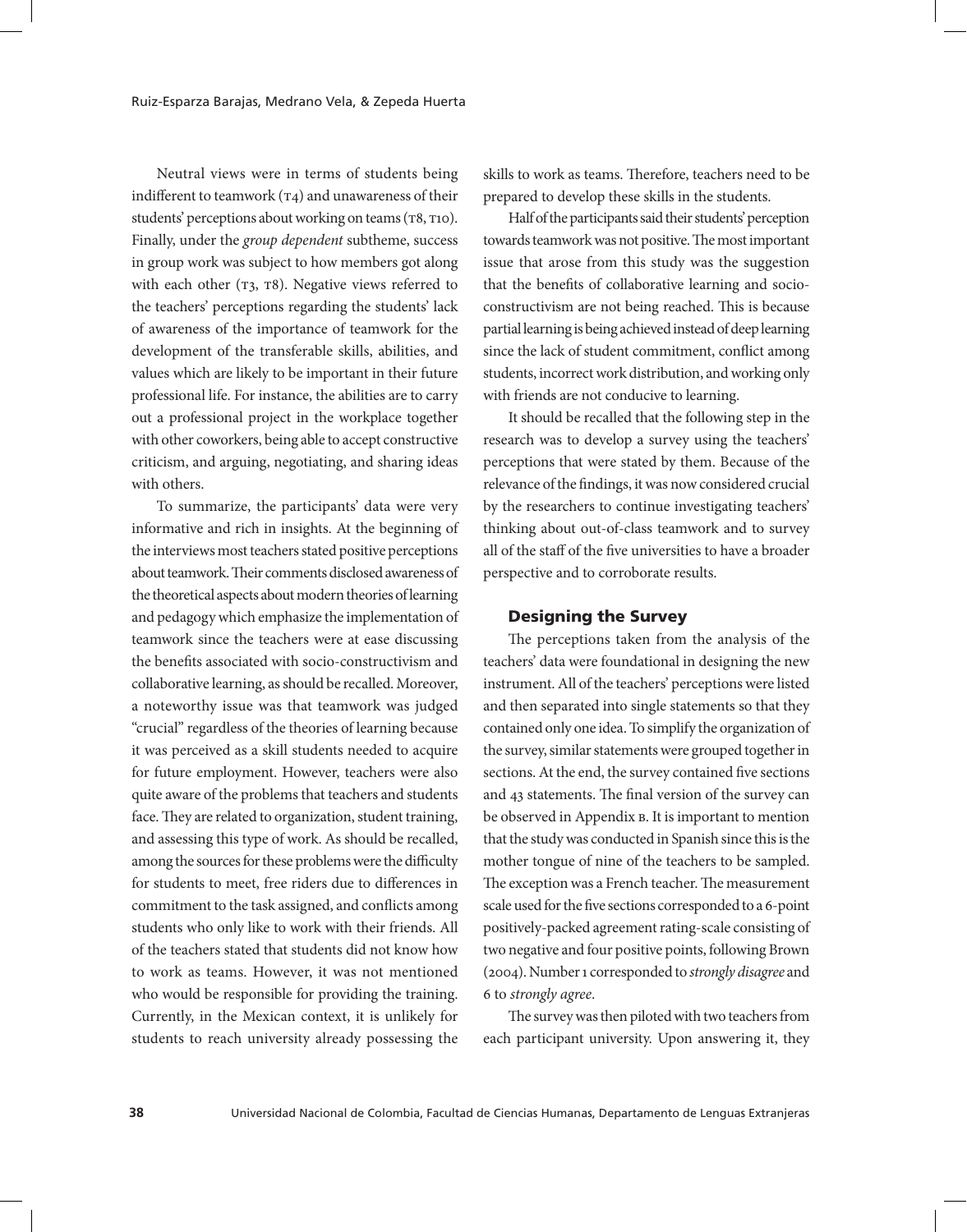Neutral views were in terms of students being indifferent to teamwork (T4) and unawareness of their students' perceptions about working on teams (T8, T10). Finally, under the *group dependent* subtheme, success in group work was subject to how members got along with each other (T3, T8). Negative views referred to the teachers' perceptions regarding the students' lack of awareness of the importance of teamwork for the development of the transferable skills, abilities, and values which are likely to be important in their future professional life. For instance, the abilities are to carry out a professional project in the workplace together with other coworkers, being able to accept constructive criticism, and arguing, negotiating, and sharing ideas with others.

To summarize, the participants' data were very informative and rich in insights. At the beginning of the interviews most teachers stated positive perceptions about teamwork. Their comments disclosed awareness of the theoretical aspects about modern theories of learning and pedagogy which emphasize the implementation of teamwork since the teachers were at ease discussing the benefits associated with socio-constructivism and collaborative learning, as should be recalled. Moreover, a noteworthy issue was that teamwork was judged "crucial" regardless of the theories of learning because it was perceived as a skill students needed to acquire for future employment. However, teachers were also quite aware of the problems that teachers and students face. They are related to organization, student training, and assessing this type of work. As should be recalled, among the sources for these problems were the difficulty for students to meet, free riders due to differences in commitment to the task assigned, and conflicts among students who only like to work with their friends. All of the teachers stated that students did not know how to work as teams. However, it was not mentioned who would be responsible for providing the training. Currently, in the Mexican context, it is unlikely for students to reach university already possessing the skills to work as teams. Therefore, teachers need to be prepared to develop these skills in the students.

Half of the participants said their students' perception towards teamwork was not positive. The most important issue that arose from this study was the suggestion that the benefits of collaborative learning and socio-constructivism are not being reached. This is because partial learning is being achieved instead of deep learning since the lack of student commitment, conflict among students, incorrect work distribution, and working only with friends are not conducive to learning.

It should be recalled that the following step in the research was to develop a survey using the teachers' perceptions that were stated by them. Because of the relevance of the findings, it was now considered crucial by the researchers to continue investigating teachers' thinking about out-of-class teamwork and to survey all of the staff of the five universities to have a broader perspective and to corroborate results.

## Designing the Survey

The perceptions taken from the analysis of the teachers' data were foundational in designing the new instrument. All of the teachers' perceptions were listed and then separated into single statements so that they contained only one idea. To simplify the organization of the survey, similar statements were grouped together in sections. At the end, the survey contained five sections and 43 statements. The final version of the survey can be observed in Appendix B. It is important to mention that the study was conducted in Spanish since this is the mother tongue of nine of the teachers to be sampled. The exception was a French teacher. The measurement scale used for the five sections corresponded to a 6-point positively-packed agreement rating-scale consisting of two negative and four positive points, following Brown (2004). Number 1 corresponded to *strongly disagree* and 6 to *strongly agree*.

The survey was then piloted with two teachers from each participant university. Upon answering it, they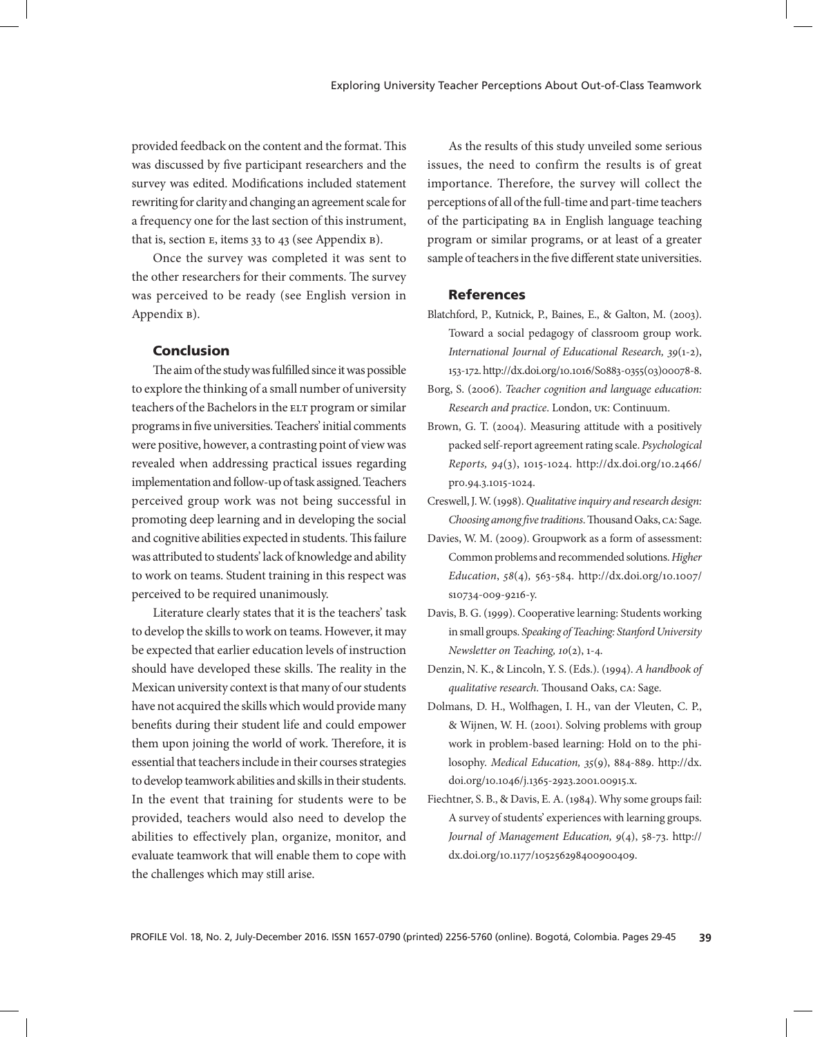provided feedback on the content and the format. This was discussed by five participant researchers and the survey was edited. Modifications included statement rewriting for clarity and changing an agreement scale for a frequency one for the last section of this instrument, that is, section E, items 33 to 43 (see Appendix B).

Once the survey was completed it was sent to the other researchers for their comments. The survey was perceived to be ready (see English version in Appendix B).

### Conclusion

The aim of the study was fulfilled since it was possible to explore the thinking of a small number of university teachers of the Bachelors in the ELT program or similar programs in five universities. Teachers' initial comments were positive, however, a contrasting point of view was revealed when addressing practical issues regarding implementation and follow-up of task assigned. Teachers perceived group work was not being successful in promoting deep learning and in developing the social and cognitive abilities expected in students. This failure was attributed to students' lack of knowledge and ability to work on teams. Student training in this respect was perceived to be required unanimously.

Literature clearly states that it is the teachers' task to develop the skills to work on teams. However, it may be expected that earlier education levels of instruction should have developed these skills. The reality in the Mexican university context is that many of our students have not acquired the skills which would provide many benefits during their student life and could empower them upon joining the world of work. Therefore, it is essential that teachers include in their courses strategies to develop teamwork abilities and skills in their students. In the event that training for students were to be provided, teachers would also need to develop the abilities to effectively plan, organize, monitor, and evaluate teamwork that will enable them to cope with the challenges which may still arise.

As the results of this study unveiled some serious issues, the need to confirm the results is of great importance. Therefore, the survey will collect the perceptions of all of the full-time and part-time teachers of the participating BA in English language teaching program or similar programs, or at least of a greater sample of teachers in the five different state universities.

## References

Blatchford, P., Kutnick, P., Baines, E., & Galton, M. (2003). Toward a social pedagogy of classroom group work. *International Journal of Educational Research, 39*(1-2), 153-172. http://dx.doi.org/10.1016/S0883-0355(03)00078-8.

Borg, S. (2006). *Teacher cognition and language education: Research and practice*. London, UK: Continuum.

Brown, G. T. (2004). Measuring attitude with a positively packed self-report agreement rating scale. *Psychological Reports, 94*(3), 1015-1024. http://dx.doi.org/10.2466/pr0.94.3.1015-1024.

Creswell, J. W. (1998). *Qualitative inquiry and research design: Choosing among five traditions*. Thousand Oaks, CA: Sage.

Davies, W. M. (2009). Groupwork as a form of assessment: Common problems and recommended solutions. *Higher Education*, *58*(4), 563-584. http://dx.doi.org/10.1007/s10734-009-9216-y.

Davis, B. G. (1999). Cooperative learning: Students working in small groups. *Speaking of Teaching: Stanford University Newsletter on Teaching, 10*(2), 1-4.

Denzin, N. K., & Lincoln, Y. S. (Eds.). (1994). *A handbook of qualitative research*. Thousand Oaks, CA: Sage.

Dolmans, D. H., Wolfhagen, I. H., van der Vleuten, C. P., & Wijnen, W. H. (2001). Solving problems with group work in problem-based learning: Hold on to the philosophy. *Medical Education, 35*(9), 884-889. http://dx.doi.org/10.1046/j.1365-2923.2001.00915.x.

Fiechtner, S. B., & Davis, E. A. (1984). Why some groups fail: A survey of students' experiences with learning groups. *Journal of Management Education, 9*(4), 58-73. http://dx.doi.org/10.1177/105256298400900409.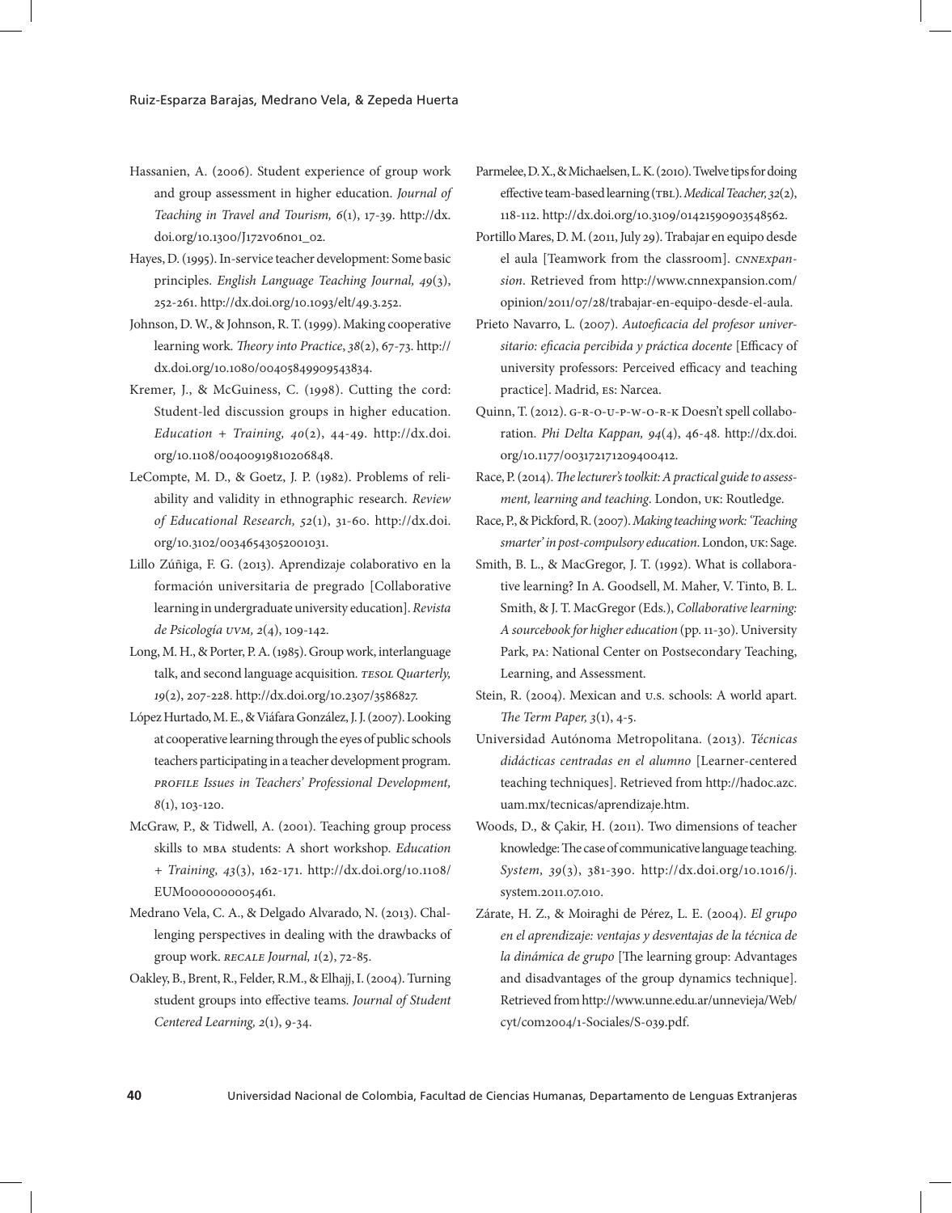Hassanien, A. (2006). Student experience of group work and group assessment in higher education. *Journal of Teaching in Travel and Tourism, 6*(1), 17-39. http://dx.doi.org/10.1300/J172v06n01_02.

Hayes, D. (1995). In-service teacher development: Some basic principles. *English Language Teaching Journal, 49*(3), 252-261. http://dx.doi.org/10.1093/elt/49.3.252.

Johnson, D. W., & Johnson, R. T. (1999). Making cooperative learning work. *Theory into Practice*, *38*(2), 67-73. http://dx.doi.org/10.1080/00405849909543834.

Kremer, J., & McGuiness, C. (1998). Cutting the cord: Student-led discussion groups in higher education. *Education + Training, 40*(2), 44-49. http://dx.doi.org/10.1108/00400919810206848.

LeCompte, M. D., & Goetz, J. P. (1982). Problems of reliability and validity in ethnographic research. *Review of Educational Research, 52*(1), 31-60. http://dx.doi.org/10.3102/00346543052001031.

Lillo Zúñiga, F. G. (2013). Aprendizaje colaborativo en la formación universitaria de pregrado [Collaborative learning in undergraduate university education]. *Revista de Psicología UVM, 2*(4), 109-142.

Long, M. H., & Porter, P. A. (1985). Group work, interlanguage talk, and second language acquisition. *TESOL Quarterly, 19*(2), 207-228. http://dx.doi.org/10.2307/3586827.

López Hurtado, M. E., & Viáfara González, J. J. (2007). Looking at cooperative learning through the eyes of public schools teachers participating in a teacher development program. *PROFILE Issues in Teachers' Professional Development, 8*(1), 103-120.

McGraw, P., & Tidwell, A. (2001). Teaching group process skills to MBA students: A short workshop. *Education + Training, 43*(3), 162-171. http://dx.doi.org/10.1108/EUM0000000005461.

Medrano Vela, C. A., & Delgado Alvarado, N. (2013). Challenging perspectives in dealing with the drawbacks of group work. *RECALE Journal, 1*(2), 72-85.

Oakley, B., Brent, R., Felder, R.M., & Elhajj, I. (2004). Turning student groups into effective teams. *Journal of Student Centered Learning, 2*(1), 9-34.

Parmelee, D. X., & Michaelsen, L. K. (2010). Twelve tips for doing effective team-based learning (TBL). *Medical Teacher, 32*(2), 118-112. http://dx.doi.org/10.3109/01421590903548562.

Portillo Mares, D. M. (2011, July 29). Trabajar en equipo desde el aula [Teamwork from the classroom]. *CNNExpansion*. Retrieved from http://www.cnnexpansion.com/opinion/2011/07/28/trabajar-en-equipo-desde-el-aula.

Prieto Navarro, L. (2007). *Autoeficacia del profesor universitario: eficacia percibida y práctica docente* [Efficacy of university professors: Perceived efficacy and teaching practice]. Madrid, ES: Narcea.

Quinn, T. (2012). G-R-O-U-P-W-O-R-K Doesn't spell collaboration. *Phi Delta Kappan, 94*(4), 46-48. http://dx.doi.org/10.1177/003172171209400412.

Race, P. (2014). *The lecturer's toolkit: A practical guide to assessment, learning and teaching*. London, UK: Routledge.

Race, P., & Pickford, R. (2007). *Making teaching work: 'Teaching smarter' in post-compulsory education*. London, UK: Sage.

Smith, B. L., & MacGregor, J. T. (1992). What is collaborative learning? In A. Goodsell, M. Maher, V. Tinto, B. L. Smith, & J. T. MacGregor (Eds.), *Collaborative learning: A sourcebook for higher education* (pp. 11-30). University Park, PA: National Center on Postsecondary Teaching, Learning, and Assessment.

Stein, R. (2004). Mexican and U.S. schools: A world apart. *The Term Paper, 3*(1), 4-5.

Universidad Autónoma Metropolitana. (2013). *Técnicas didácticas centradas en el alumno* [Learner-centered teaching techniques]. Retrieved from http://hadoc.azc.uam.mx/tecnicas/aprendizaje.htm.

Woods, D., & Çakir, H. (2011). Two dimensions of teacher knowledge: The case of communicative language teaching. *System, 39*(3), 381-390. http://dx.doi.org/10.1016/j.system.2011.07.010.

Zárate, H. Z., & Moiraghi de Pérez, L. E. (2004). *El grupo en el aprendizaje: ventajas y desventajas de la técnica de la dinámica de grupo* [The learning group: Advantages and disadvantages of the group dynamics technique]. Retrieved from http://www.unne.edu.ar/unnevieja/Web/cyt/com2004/1-Sociales/S-039.pdf.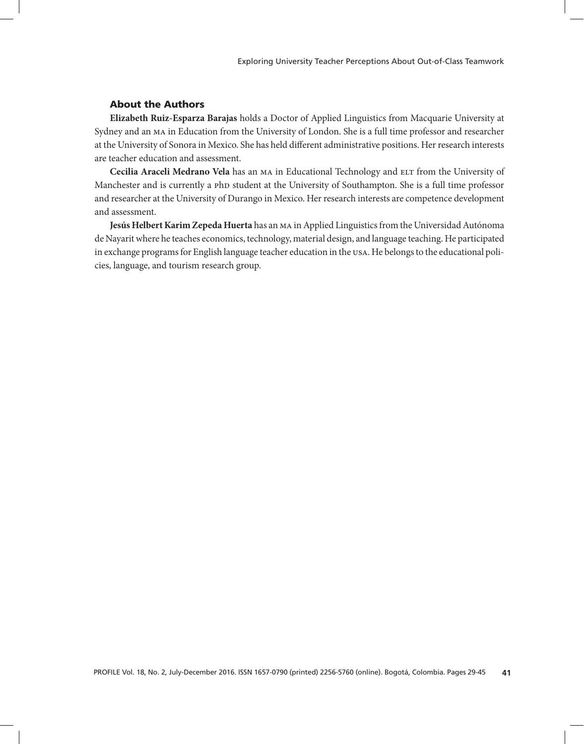## About the Authors

**Elizabeth Ruiz-Esparza Barajas** holds a Doctor of Applied Linguistics from Macquarie University at Sydney and an MA in Education from the University of London. She is a full time professor and researcher at the University of Sonora in Mexico. She has held different administrative positions. Her research interests are teacher education and assessment.

**Cecilia Araceli Medrano Vela** has an MA in Educational Technology and ELT from the University of Manchester and is currently a PhD student at the University of Southampton. She is a full time professor and researcher at the University of Durango in Mexico. Her research interests are competence development and assessment.

**Jesús Helbert Karim Zepeda Huerta** has an MA in Applied Linguistics from the Universidad Autónoma de Nayarit where he teaches economics, technology, material design, and language teaching. He participated in exchange programs for English language teacher education in the USA. He belongs to the educational policies, language, and tourism research group.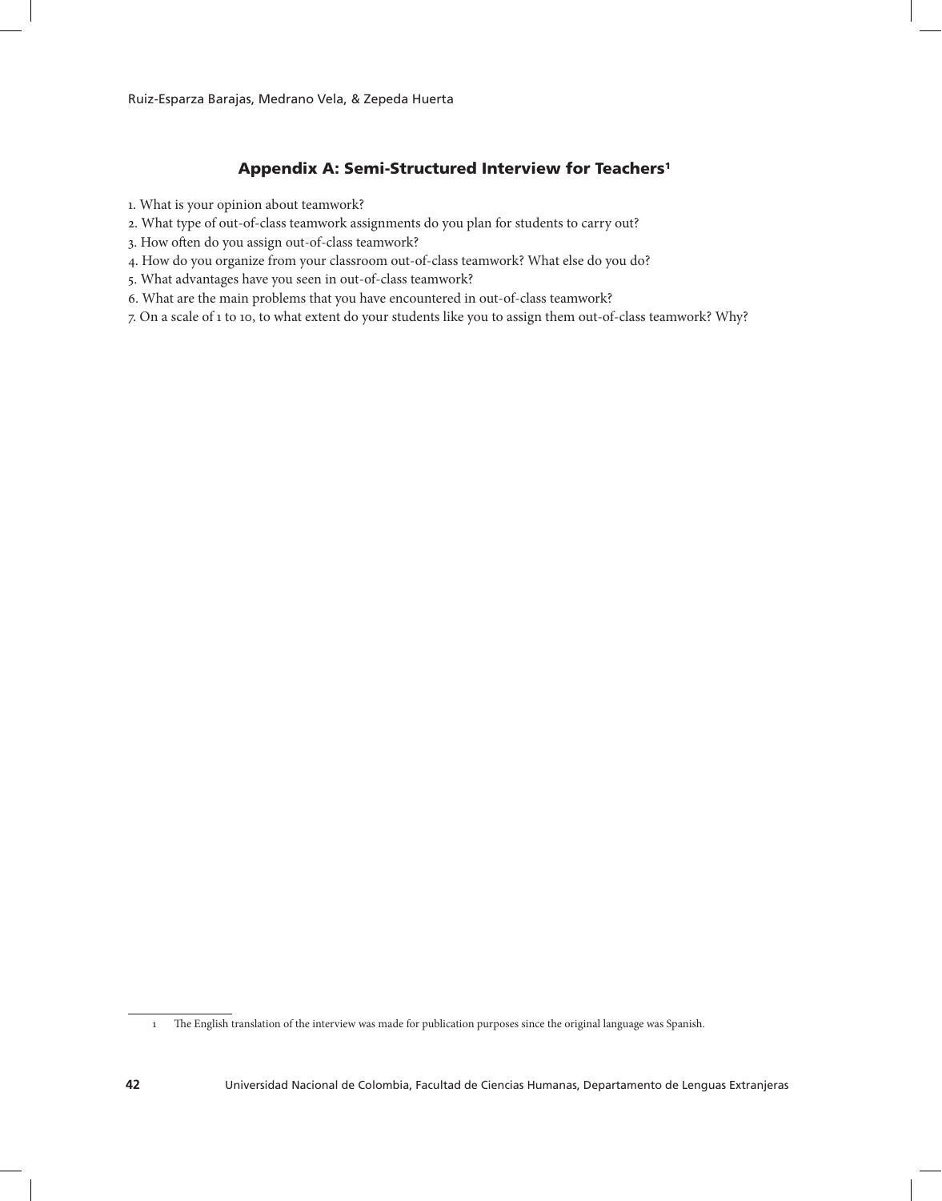## Appendix A: Semi-Structured Interview for Teachers[1]

1. What is your opinion about teamwork?
2. What type of out-of-class teamwork assignments do you plan for students to carry out?
3. How often do you assign out-of-class teamwork?
4. How do you organize from your classroom out-of-class teamwork? What else do you do?
5. What advantages have you seen in out-of-class teamwork?
6. What are the main problems that you have encountered in out-of-class teamwork?
7. On a scale of 1 to 10, to what extent do your students like you to assign them out-of-class teamwork? Why?

---

1 The English translation of the interview was made for publication purposes since the original language was Spanish.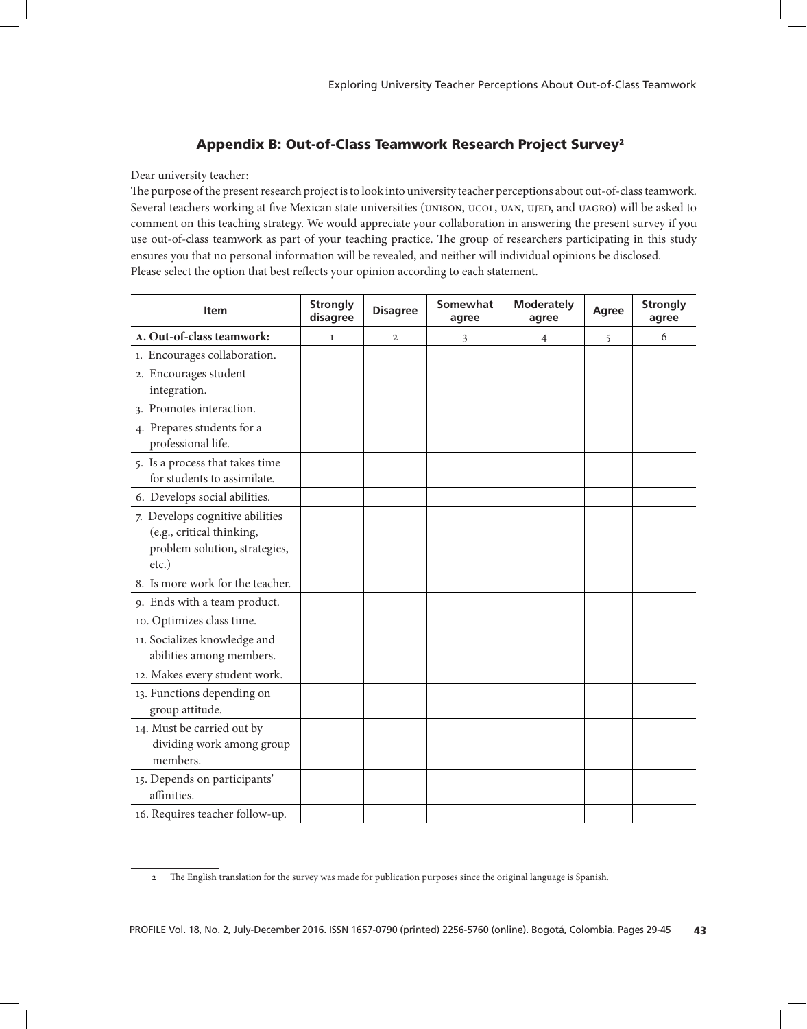## Appendix B: Out-of-Class Teamwork Research Project Survey[2]

Dear university teacher:

The purpose of the present research project is to look into university teacher perceptions about out-of-class teamwork. Several teachers working at five Mexican state universities (UNISON, UCOL, UAN, UJED, and UAGRO) will be asked to comment on this teaching strategy. We would appreciate your collaboration in answering the present survey if you use out-of-class teamwork as part of your teaching practice. The group of researchers participating in this study ensures you that no personal information will be revealed, and neither will individual opinions be disclosed.

Please select the option that best reflects your opinion according to each statement.

| Item | Strongly disagree | Disagree | Somewhat agree | Moderately agree | Agree | Strongly agree |
|---|---|---|---|---|---|---|
| **A. Out-of-class teamwork:** | 1 | 2 | 3 | 4 | 5 | 6 |
| 1. Encourages collaboration. | | | | | | |
| 2. Encourages student integration. | | | | | | |
| 3. Promotes interaction. | | | | | | |
| 4. Prepares students for a professional life. | | | | | | |
| 5. Is a process that takes time for students to assimilate. | | | | | | |
| 6. Develops social abilities. | | | | | | |
| 7. Develops cognitive abilities (e.g., critical thinking, problem solution, strategies, etc.) | | | | | | |
| 8. Is more work for the teacher. | | | | | | |
| 9. Ends with a team product. | | | | | | |
| 10. Optimizes class time. | | | | | | |
| 11. Socializes knowledge and abilities among members. | | | | | | |
| 12. Makes every student work. | | | | | | |
| 13. Functions depending on group attitude. | | | | | | |
| 14. Must be carried out by dividing work among group members. | | | | | | |
| 15. Depends on participants' affinities. | | | | | | |
| 16. Requires teacher follow-up. | | | | | | |

2 The English translation for the survey was made for publication purposes since the original language is Spanish.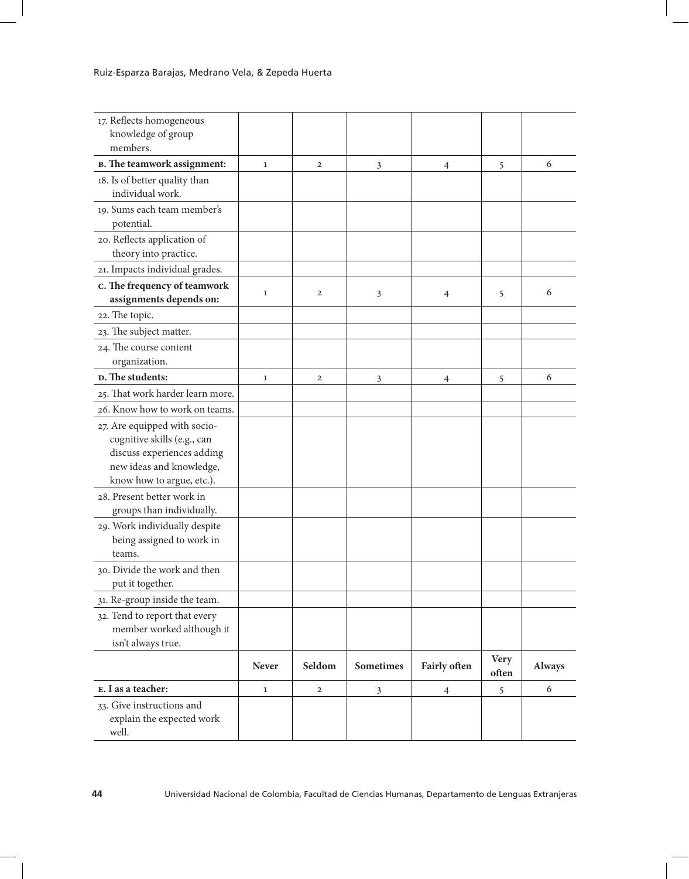| | | | | | | |
|---|---|---|---|---|---|---|
| 17. Reflects homogeneous knowledge of group members. | | | | | | |
| **B. The teamwork assignment:** | 1 | 2 | 3 | 4 | 5 | 6 |
| 18. Is of better quality than individual work. | | | | | | |
| 19. Sums each team member's potential. | | | | | | |
| 20. Reflects application of theory into practice. | | | | | | |
| 21. Impacts individual grades. | | | | | | |
| **C. The frequency of teamwork assignments depends on:** | 1 | 2 | 3 | 4 | 5 | 6 |
| 22. The topic. | | | | | | |
| 23. The subject matter. | | | | | | |
| 24. The course content organization. | | | | | | |
| **D. The students:** | 1 | 2 | 3 | 4 | 5 | 6 |
| 25. That work harder learn more. | | | | | | |
| 26. Know how to work on teams. | | | | | | |
| 27. Are equipped with socio-cognitive skills (e.g., can discuss experiences adding new ideas and knowledge, know how to argue, etc.). | | | | | | |
| 28. Present better work in groups than individually. | | | | | | |
| 29. Work individually despite being assigned to work in teams. | | | | | | |
| 30. Divide the work and then put it together. | | | | | | |
| 31. Re-group inside the team. | | | | | | |
| 32. Tend to report that every member worked although it isn't always true. | | | | | | |
| | **Never** | **Seldom** | **Sometimes** | **Fairly often** | **Very often** | **Always** |
| **E. I as a teacher:** | 1 | 2 | 3 | 4 | 5 | 6 |
| 33. Give instructions and explain the expected work well. | | | | | | |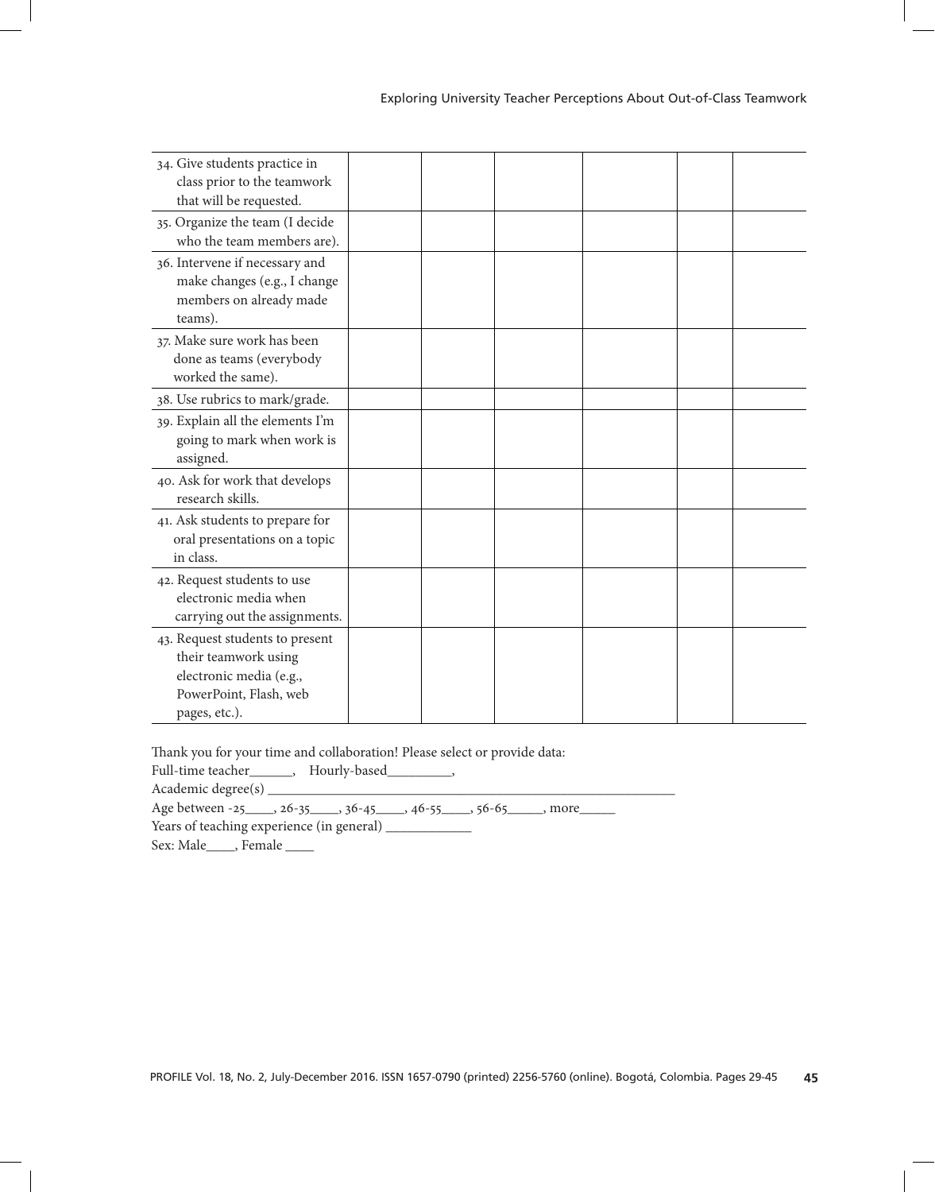| | | | | | | |
|---|---|---|---|---|---|---|
| 34. Give students practice in class prior to the teamwork that will be requested. | | | | | | |
| 35. Organize the team (I decide who the team members are). | | | | | | |
| 36. Intervene if necessary and make changes (e.g., I change members on already made teams). | | | | | | |
| 37. Make sure work has been done as teams (everybody worked the same). | | | | | | |
| 38. Use rubrics to mark/grade. | | | | | | |
| 39. Explain all the elements I'm going to mark when work is assigned. | | | | | | |
| 40. Ask for work that develops research skills. | | | | | | |
| 41. Ask students to prepare for oral presentations on a topic in class. | | | | | | |
| 42. Request students to use electronic media when carrying out the assignments. | | | | | | |
| 43. Request students to present their teamwork using electronic media (e.g., PowerPoint, Flash, web pages, etc.). | | | | | | |

Thank you for your time and collaboration! Please select or provide data:

Full-time teacher______, Hourly-based_________,

Academic degree(s) ____________________________________________________________

Age between -25____, 26-35____, 36-45____, 46-55____, 56-65_____, more_____

Years of teaching experience (in general) ____________

Sex: Male____, Female ____